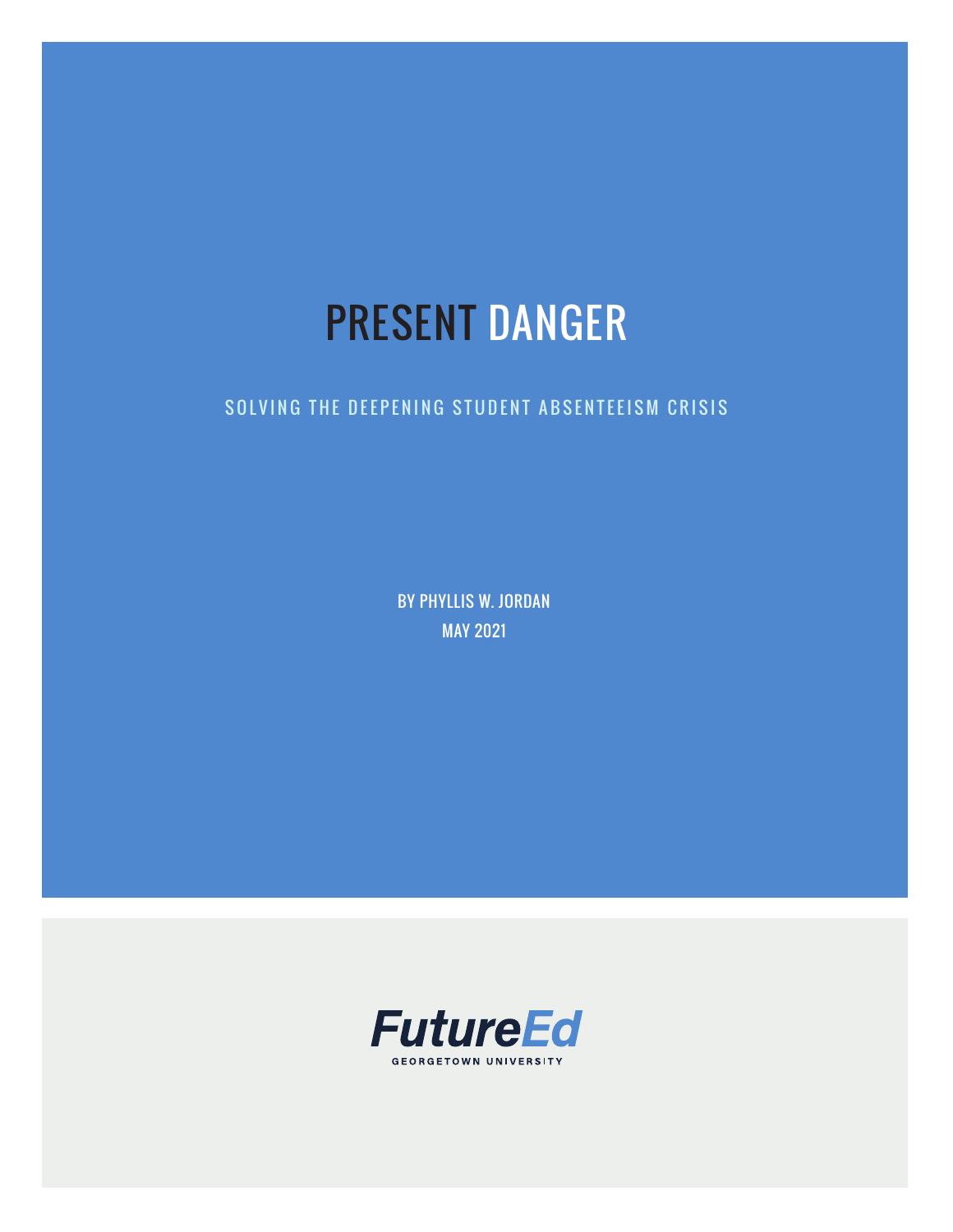# PRESENT DANGER

## SOLVING THE DEEPENING STUDENT ABSENTEEISM CRISIS

BY PHYLLIS W. JORDAN

MAY 2021

FutureEd

GEORGETOWN UNIVERSITY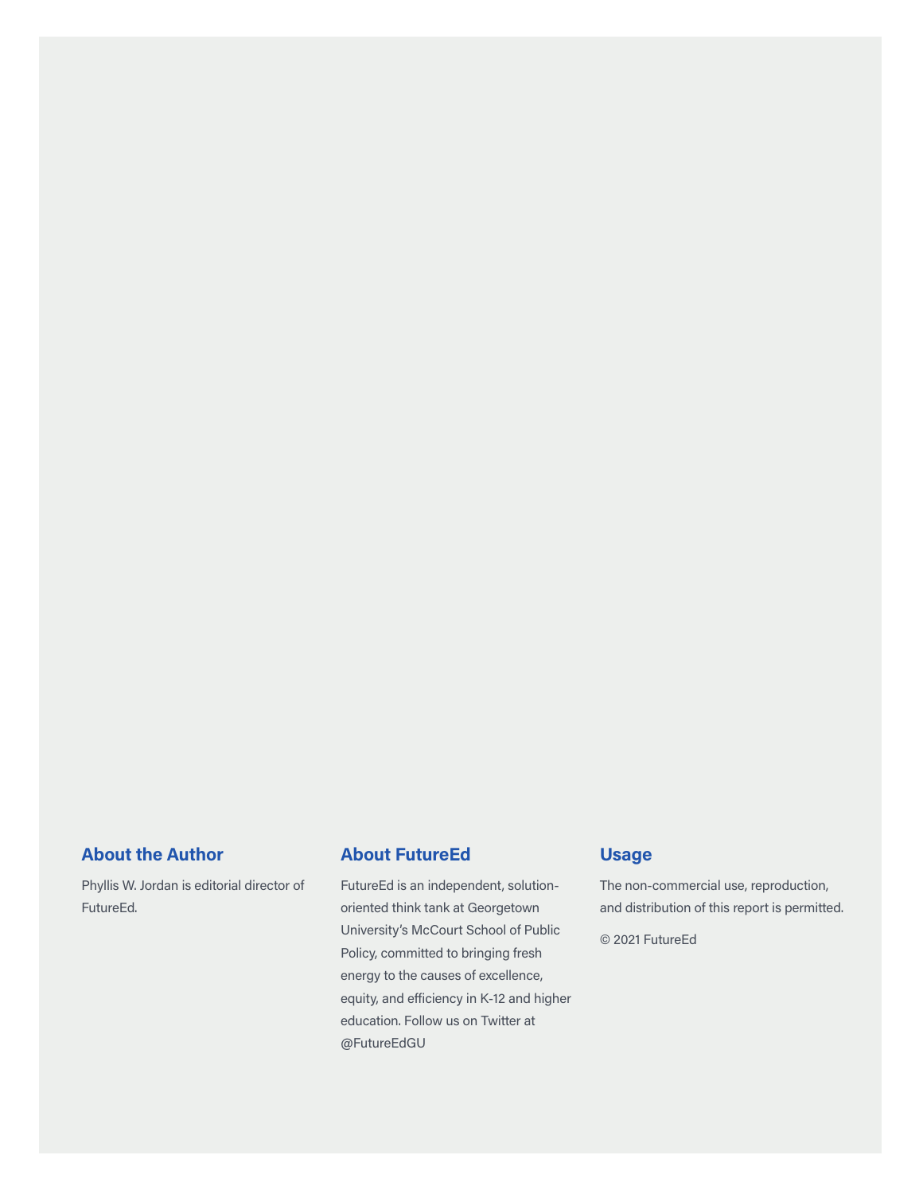### About the Author

Phyllis W. Jordan is editorial director of FutureEd.

### About FutureEd

FutureEd is an independent, solution-oriented think tank at Georgetown University's McCourt School of Public Policy, committed to bringing fresh energy to the causes of excellence, equity, and efficiency in K-12 and higher education. Follow us on Twitter at @FutureEdGU

### Usage

The non-commercial use, reproduction, and distribution of this report is permitted.

© 2021 FutureEd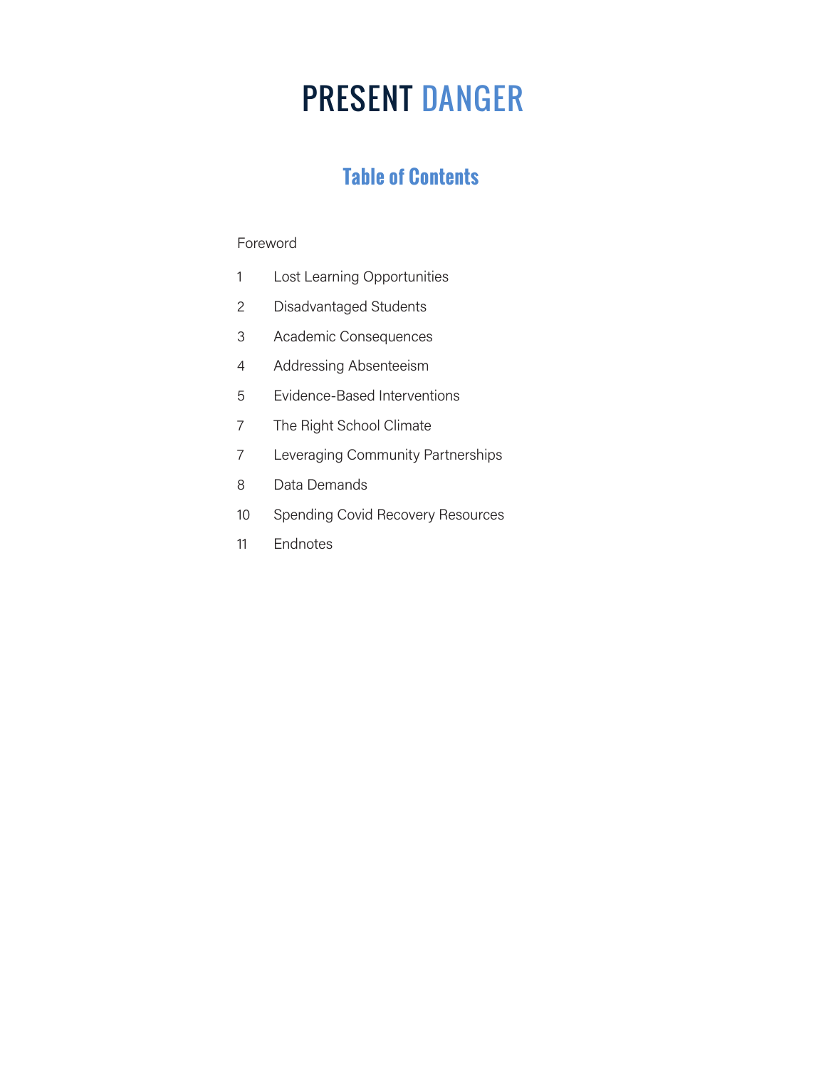# PRESENT DANGER

## Table of Contents

Foreword

1 Lost Learning Opportunities

2 Disadvantaged Students

3 Academic Consequences

4 Addressing Absenteeism

5 Evidence-Based Interventions

7 The Right School Climate

7 Leveraging Community Partnerships

8 Data Demands

10 Spending Covid Recovery Resources

11 Endnotes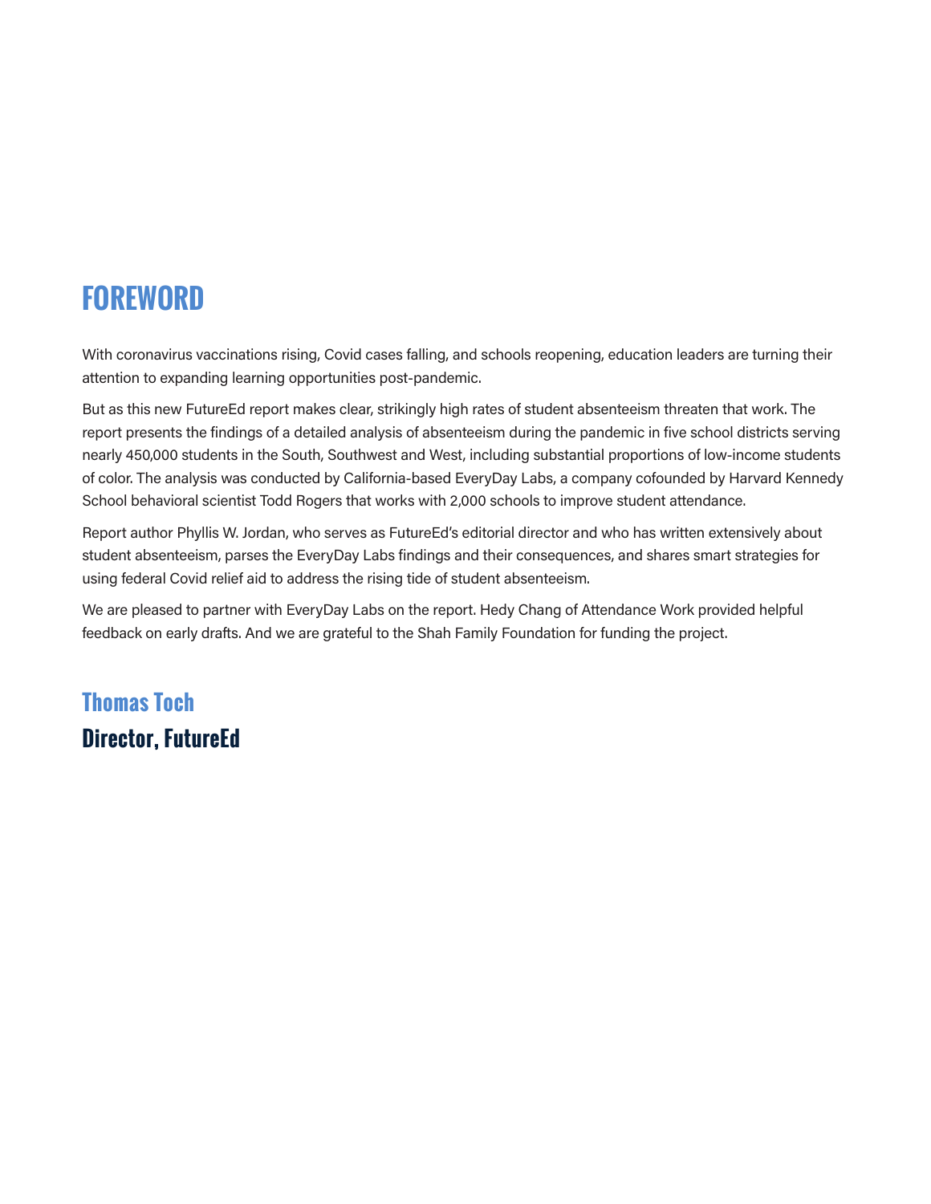# FOREWORD

With coronavirus vaccinations rising, Covid cases falling, and schools reopening, education leaders are turning their attention to expanding learning opportunities post-pandemic.

But as this new FutureEd report makes clear, strikingly high rates of student absenteeism threaten that work. The report presents the findings of a detailed analysis of absenteeism during the pandemic in five school districts serving nearly 450,000 students in the South, Southwest and West, including substantial proportions of low-income students of color. The analysis was conducted by California-based EveryDay Labs, a company cofounded by Harvard Kennedy School behavioral scientist Todd Rogers that works with 2,000 schools to improve student attendance.

Report author Phyllis W. Jordan, who serves as FutureEd's editorial director and who has written extensively about student absenteeism, parses the EveryDay Labs findings and their consequences, and shares smart strategies for using federal Covid relief aid to address the rising tide of student absenteeism.

We are pleased to partner with EveryDay Labs on the report. Hedy Chang of Attendance Work provided helpful feedback on early drafts. And we are grateful to the Shah Family Foundation for funding the project.

**Thomas Toch**
**Director, FutureEd**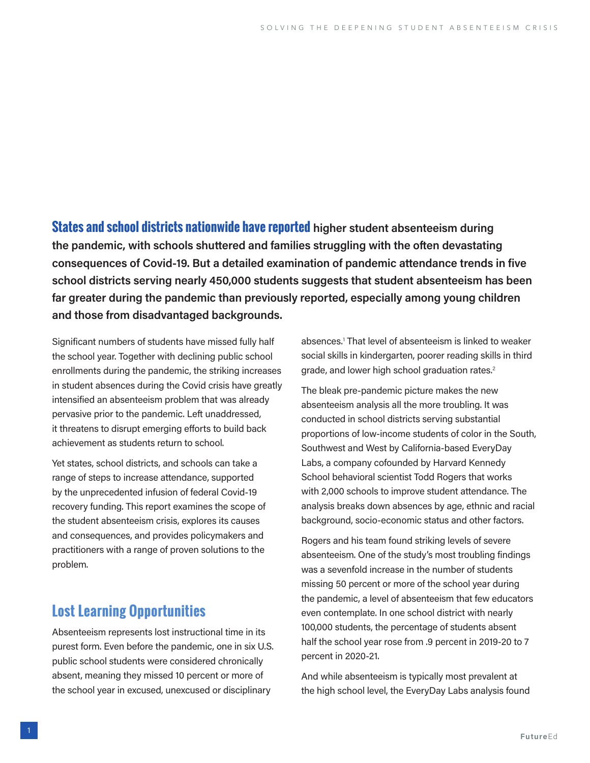**States and school districts nationwide have reported higher student absenteeism during the pandemic, with schools shuttered and families struggling with the often devastating consequences of Covid-19. But a detailed examination of pandemic attendance trends in five school districts serving nearly 450,000 students suggests that student absenteeism has been far greater during the pandemic than previously reported, especially among young children and those from disadvantaged backgrounds.**

Significant numbers of students have missed fully half the school year. Together with declining public school enrollments during the pandemic, the striking increases in student absences during the Covid crisis have greatly intensified an absenteeism problem that was already pervasive prior to the pandemic. Left unaddressed, it threatens to disrupt emerging efforts to build back achievement as students return to school.

Yet states, school districts, and schools can take a range of steps to increase attendance, supported by the unprecedented infusion of federal Covid-19 recovery funding. This report examines the scope of the student absenteeism crisis, explores its causes and consequences, and provides policymakers and practitioners with a range of proven solutions to the problem.

## Lost Learning Opportunities

Absenteeism represents lost instructional time in its purest form. Even before the pandemic, one in six U.S. public school students were considered chronically absent, meaning they missed 10 percent or more of the school year in excused, unexcused or disciplinary absences.[1] That level of absenteeism is linked to weaker social skills in kindergarten, poorer reading skills in third grade, and lower high school graduation rates.[2]

The bleak pre-pandemic picture makes the new absenteeism analysis all the more troubling. It was conducted in school districts serving substantial proportions of low-income students of color in the South, Southwest and West by California-based EveryDay Labs, a company cofounded by Harvard Kennedy School behavioral scientist Todd Rogers that works with 2,000 schools to improve student attendance. The analysis breaks down absences by age, ethnic and racial background, socio-economic status and other factors.

Rogers and his team found striking levels of severe absenteeism. One of the study's most troubling findings was a sevenfold increase in the number of students missing 50 percent or more of the school year during the pandemic, a level of absenteeism that few educators even contemplate. In one school district with nearly 100,000 students, the percentage of students absent half the school year rose from .9 percent in 2019-20 to 7 percent in 2020-21.

And while absenteeism is typically most prevalent at the high school level, the EveryDay Labs analysis found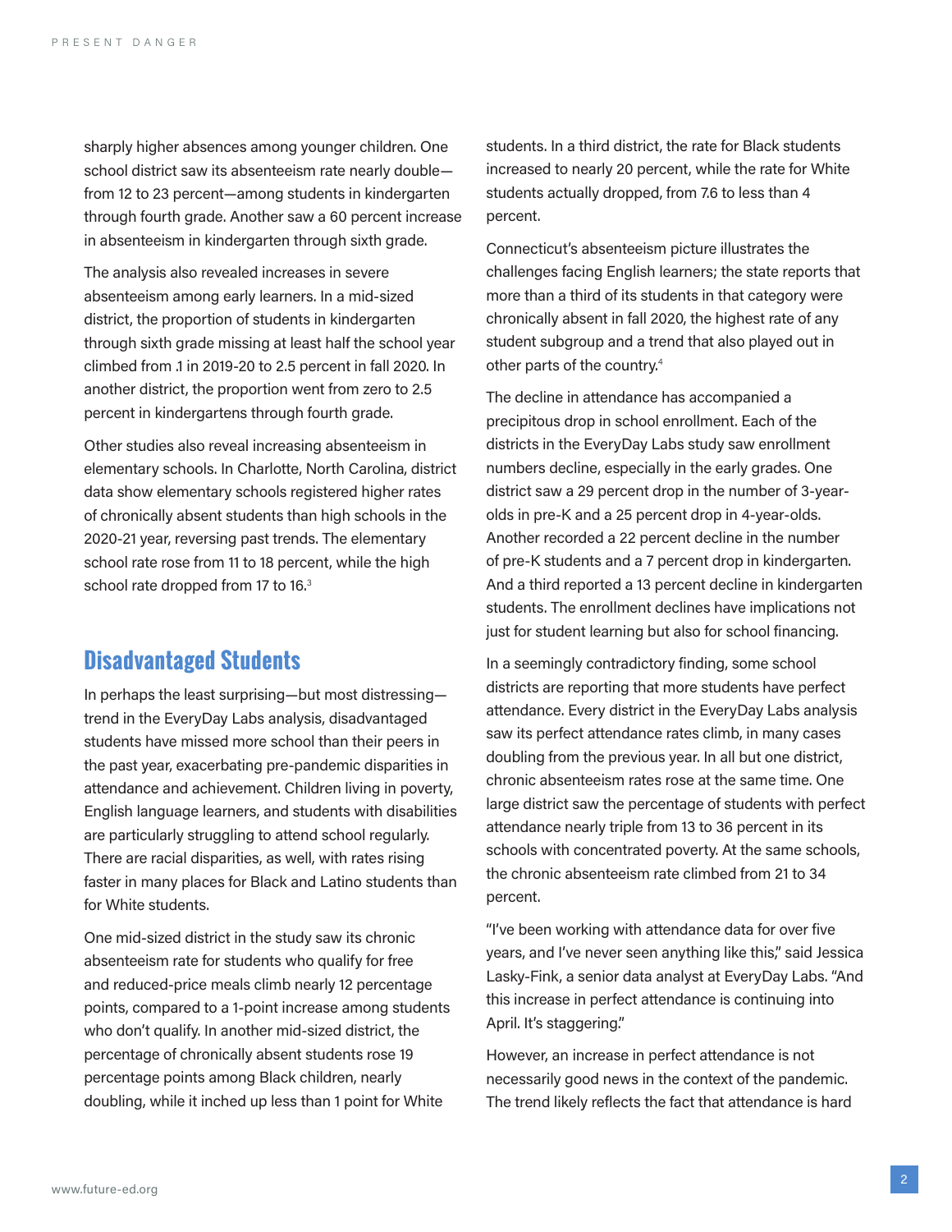sharply higher absences among younger children. One school district saw its absenteeism rate nearly double—from 12 to 23 percent—among students in kindergarten through fourth grade. Another saw a 60 percent increase in absenteeism in kindergarten through sixth grade.

The analysis also revealed increases in severe absenteeism among early learners. In a mid-sized district, the proportion of students in kindergarten through sixth grade missing at least half the school year climbed from .1 in 2019-20 to 2.5 percent in fall 2020. In another district, the proportion went from zero to 2.5 percent in kindergartens through fourth grade.

Other studies also reveal increasing absenteeism in elementary schools. In Charlotte, North Carolina, district data show elementary schools registered higher rates of chronically absent students than high schools in the 2020-21 year, reversing past trends. The elementary school rate rose from 11 to 18 percent, while the high school rate dropped from 17 to 16.[3]

## Disadvantaged Students

In perhaps the least surprising—but most distressing—trend in the EveryDay Labs analysis, disadvantaged students have missed more school than their peers in the past year, exacerbating pre-pandemic disparities in attendance and achievement. Children living in poverty, English language learners, and students with disabilities are particularly struggling to attend school regularly. There are racial disparities, as well, with rates rising faster in many places for Black and Latino students than for White students.

One mid-sized district in the study saw its chronic absenteeism rate for students who qualify for free and reduced-price meals climb nearly 12 percentage points, compared to a 1-point increase among students who don't qualify. In another mid-sized district, the percentage of chronically absent students rose 19 percentage points among Black children, nearly doubling, while it inched up less than 1 point for White students. In a third district, the rate for Black students increased to nearly 20 percent, while the rate for White students actually dropped, from 7.6 to less than 4 percent.

Connecticut's absenteeism picture illustrates the challenges facing English learners; the state reports that more than a third of its students in that category were chronically absent in fall 2020, the highest rate of any student subgroup and a trend that also played out in other parts of the country.[4]

The decline in attendance has accompanied a precipitous drop in school enrollment. Each of the districts in the EveryDay Labs study saw enrollment numbers decline, especially in the early grades. One district saw a 29 percent drop in the number of 3-year-olds in pre-K and a 25 percent drop in 4-year-olds. Another recorded a 22 percent decline in the number of pre-K students and a 7 percent drop in kindergarten. And a third reported a 13 percent decline in kindergarten students. The enrollment declines have implications not just for student learning but also for school financing.

In a seemingly contradictory finding, some school districts are reporting that more students have perfect attendance. Every district in the EveryDay Labs analysis saw its perfect attendance rates climb, in many cases doubling from the previous year. In all but one district, chronic absenteeism rates rose at the same time. One large district saw the percentage of students with perfect attendance nearly triple from 13 to 36 percent in its schools with concentrated poverty. At the same schools, the chronic absenteeism rate climbed from 21 to 34 percent.

"I've been working with attendance data for over five years, and I've never seen anything like this," said Jessica Lasky-Fink, a senior data analyst at EveryDay Labs. "And this increase in perfect attendance is continuing into April. It's staggering."

However, an increase in perfect attendance is not necessarily good news in the context of the pandemic. The trend likely reflects the fact that attendance is hard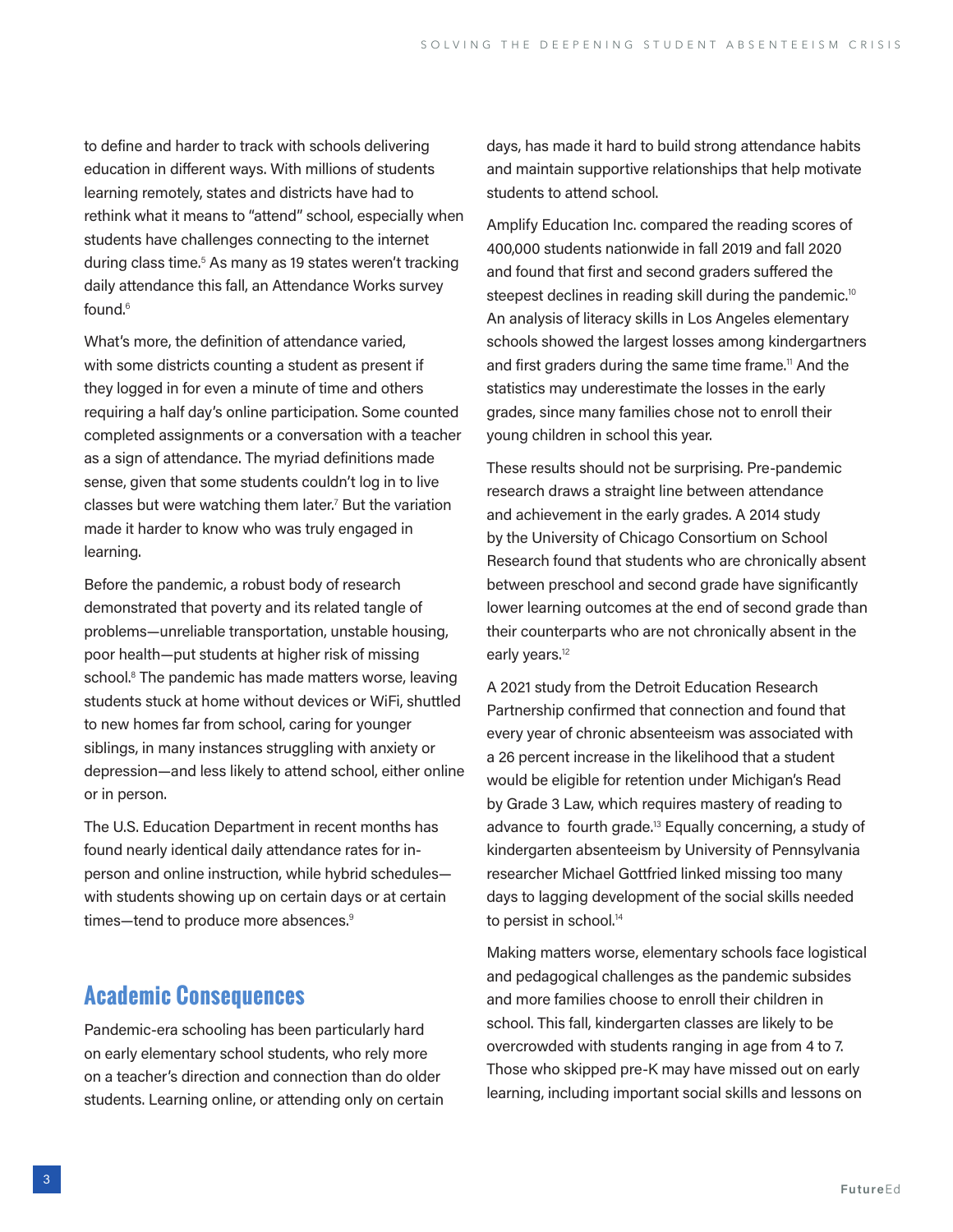to define and harder to track with schools delivering education in different ways. With millions of students learning remotely, states and districts have had to rethink what it means to "attend" school, especially when students have challenges connecting to the internet during class time.[5] As many as 19 states weren't tracking daily attendance this fall, an Attendance Works survey found.[6]

What's more, the definition of attendance varied, with some districts counting a student as present if they logged in for even a minute of time and others requiring a half day's online participation. Some counted completed assignments or a conversation with a teacher as a sign of attendance. The myriad definitions made sense, given that some students couldn't log in to live classes but were watching them later.[7] But the variation made it harder to know who was truly engaged in learning.

Before the pandemic, a robust body of research demonstrated that poverty and its related tangle of problems—unreliable transportation, unstable housing, poor health—put students at higher risk of missing school.[8] The pandemic has made matters worse, leaving students stuck at home without devices or WiFi, shuttled to new homes far from school, caring for younger siblings, in many instances struggling with anxiety or depression—and less likely to attend school, either online or in person.

The U.S. Education Department in recent months has found nearly identical daily attendance rates for in-person and online instruction, while hybrid schedules—with students showing up on certain days or at certain times—tend to produce more absences.[9]

## Academic Consequences

Pandemic-era schooling has been particularly hard on early elementary school students, who rely more on a teacher's direction and connection than do older students. Learning online, or attending only on certain days, has made it hard to build strong attendance habits and maintain supportive relationships that help motivate students to attend school.

Amplify Education Inc. compared the reading scores of 400,000 students nationwide in fall 2019 and fall 2020 and found that first and second graders suffered the steepest declines in reading skill during the pandemic.[10] An analysis of literacy skills in Los Angeles elementary schools showed the largest losses among kindergartners and first graders during the same time frame.[11] And the statistics may underestimate the losses in the early grades, since many families chose not to enroll their young children in school this year.

These results should not be surprising. Pre-pandemic research draws a straight line between attendance and achievement in the early grades. A 2014 study by the University of Chicago Consortium on School Research found that students who are chronically absent between preschool and second grade have significantly lower learning outcomes at the end of second grade than their counterparts who are not chronically absent in the early years.[12]

A 2021 study from the Detroit Education Research Partnership confirmed that connection and found that every year of chronic absenteeism was associated with a 26 percent increase in the likelihood that a student would be eligible for retention under Michigan's Read by Grade 3 Law, which requires mastery of reading to advance to fourth grade.[13] Equally concerning, a study of kindergarten absenteeism by University of Pennsylvania researcher Michael Gottfried linked missing too many days to lagging development of the social skills needed to persist in school.[14]

Making matters worse, elementary schools face logistical and pedagogical challenges as the pandemic subsides and more families choose to enroll their children in school. This fall, kindergarten classes are likely to be overcrowded with students ranging in age from 4 to 7. Those who skipped pre-K may have missed out on early learning, including important social skills and lessons on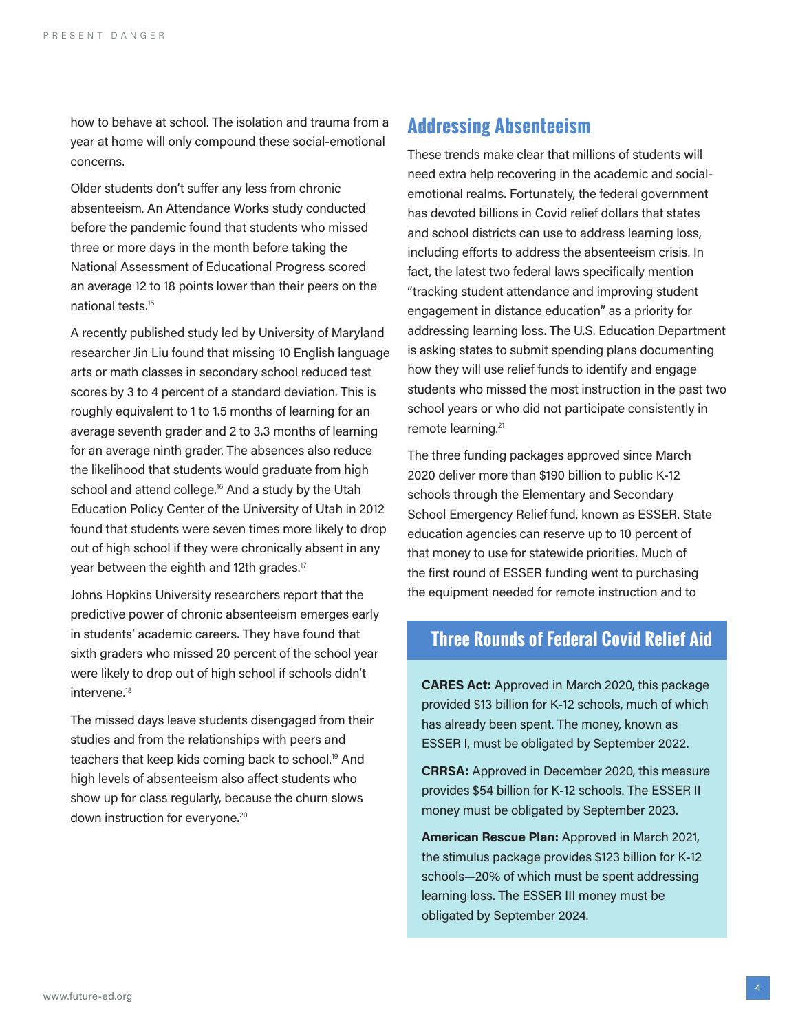how to behave at school. The isolation and trauma from a year at home will only compound these social-emotional concerns.

Older students don't suffer any less from chronic absenteeism. An Attendance Works study conducted before the pandemic found that students who missed three or more days in the month before taking the National Assessment of Educational Progress scored an average 12 to 18 points lower than their peers on the national tests.[15]

A recently published study led by University of Maryland researcher Jin Liu found that missing 10 English language arts or math classes in secondary school reduced test scores by 3 to 4 percent of a standard deviation. This is roughly equivalent to 1 to 1.5 months of learning for an average seventh grader and 2 to 3.3 months of learning for an average ninth grader. The absences also reduce the likelihood that students would graduate from high school and attend college.[16] And a study by the Utah Education Policy Center of the University of Utah in 2012 found that students were seven times more likely to drop out of high school if they were chronically absent in any year between the eighth and 12th grades.[17]

Johns Hopkins University researchers report that the predictive power of chronic absenteeism emerges early in students' academic careers. They have found that sixth graders who missed 20 percent of the school year were likely to drop out of high school if schools didn't intervene.[18]

The missed days leave students disengaged from their studies and from the relationships with peers and teachers that keep kids coming back to school.[19] And high levels of absenteeism also affect students who show up for class regularly, because the churn slows down instruction for everyone.[20]

## Addressing Absenteeism

These trends make clear that millions of students will need extra help recovering in the academic and social-emotional realms. Fortunately, the federal government has devoted billions in Covid relief dollars that states and school districts can use to address learning loss, including efforts to address the absenteeism crisis. In fact, the latest two federal laws specifically mention "tracking student attendance and improving student engagement in distance education" as a priority for addressing learning loss. The U.S. Education Department is asking states to submit spending plans documenting how they will use relief funds to identify and engage students who missed the most instruction in the past two school years or who did not participate consistently in remote learning.[21]

The three funding packages approved since March 2020 deliver more than $190 billion to public K-12 schools through the Elementary and Secondary School Emergency Relief fund, known as ESSER. State education agencies can reserve up to 10 percent of that money to use for statewide priorities. Much of the first round of ESSER funding went to purchasing the equipment needed for remote instruction and to

### Three Rounds of Federal Covid Relief Aid

**CARES Act:** Approved in March 2020, this package provided $13 billion for K-12 schools, much of which has already been spent. The money, known as ESSER I, must be obligated by September 2022.

**CRRSA:** Approved in December 2020, this measure provides $54 billion for K-12 schools. The ESSER II money must be obligated by September 2023.

**American Rescue Plan:** Approved in March 2021, the stimulus package provides $123 billion for K-12 schools—20% of which must be spent addressing learning loss. The ESSER III money must be obligated by September 2024.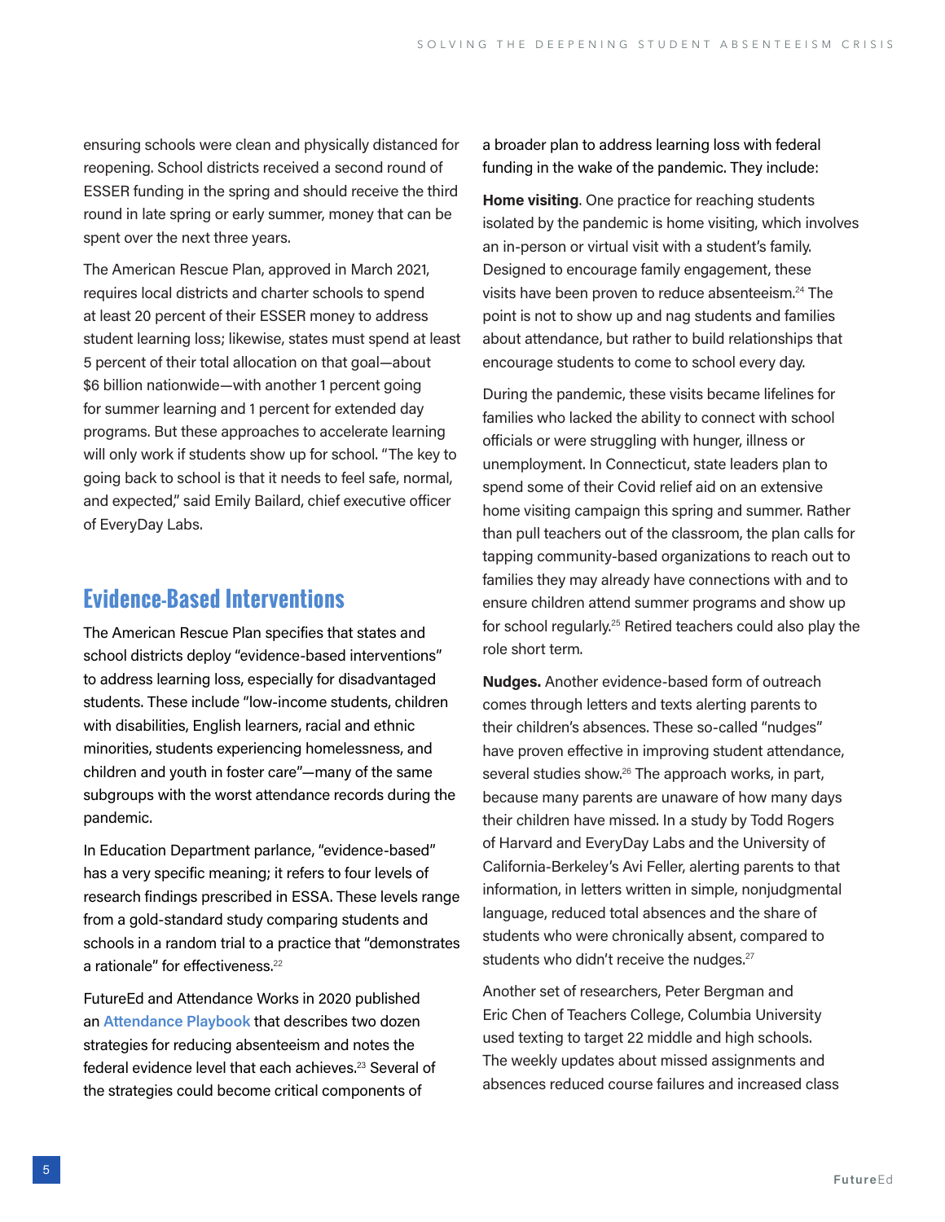ensuring schools were clean and physically distanced for reopening. School districts received a second round of ESSER funding in the spring and should receive the third round in late spring or early summer, money that can be spent over the next three years.

The American Rescue Plan, approved in March 2021, requires local districts and charter schools to spend at least 20 percent of their ESSER money to address student learning loss; likewise, states must spend at least 5 percent of their total allocation on that goal—about $6 billion nationwide—with another 1 percent going for summer learning and 1 percent for extended day programs. But these approaches to accelerate learning will only work if students show up for school. "The key to going back to school is that it needs to feel safe, normal, and expected," said Emily Bailard, chief executive officer of EveryDay Labs.

## Evidence-Based Interventions

The American Rescue Plan specifies that states and school districts deploy "evidence-based interventions" to address learning loss, especially for disadvantaged students. These include "low-income students, children with disabilities, English learners, racial and ethnic minorities, students experiencing homelessness, and children and youth in foster care"—many of the same subgroups with the worst attendance records during the pandemic.

In Education Department parlance, "evidence-based" has a very specific meaning; it refers to four levels of research findings prescribed in ESSA. These levels range from a gold-standard study comparing students and schools in a random trial to a practice that "demonstrates a rationale" for effectiveness.[22]

FutureEd and Attendance Works in 2020 published an **Attendance Playbook** that describes two dozen strategies for reducing absenteeism and notes the federal evidence level that each achieves.[23] Several of the strategies could become critical components of a broader plan to address learning loss with federal funding in the wake of the pandemic. They include:

**Home visiting**. One practice for reaching students isolated by the pandemic is home visiting, which involves an in-person or virtual visit with a student's family. Designed to encourage family engagement, these visits have been proven to reduce absenteeism.[24] The point is not to show up and nag students and families about attendance, but rather to build relationships that encourage students to come to school every day.

During the pandemic, these visits became lifelines for families who lacked the ability to connect with school officials or were struggling with hunger, illness or unemployment. In Connecticut, state leaders plan to spend some of their Covid relief aid on an extensive home visiting campaign this spring and summer. Rather than pull teachers out of the classroom, the plan calls for tapping community-based organizations to reach out to families they may already have connections with and to ensure children attend summer programs and show up for school regularly.[25] Retired teachers could also play the role short term.

**Nudges.** Another evidence-based form of outreach comes through letters and texts alerting parents to their children's absences. These so-called "nudges" have proven effective in improving student attendance, several studies show.[26] The approach works, in part, because many parents are unaware of how many days their children have missed. In a study by Todd Rogers of Harvard and EveryDay Labs and the University of California-Berkeley's Avi Feller, alerting parents to that information, in letters written in simple, nonjudgmental language, reduced total absences and the share of students who were chronically absent, compared to students who didn't receive the nudges.[27]

Another set of researchers, Peter Bergman and Eric Chen of Teachers College, Columbia University used texting to target 22 middle and high schools. The weekly updates about missed assignments and absences reduced course failures and increased class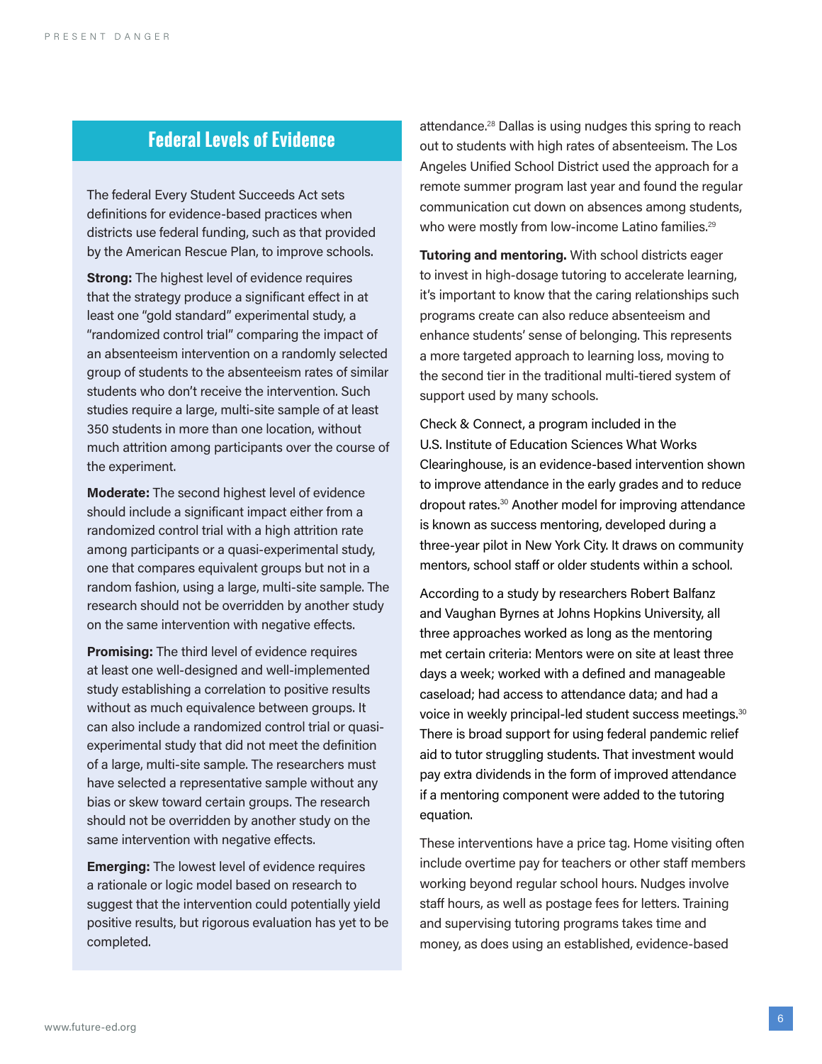## Federal Levels of Evidence

The federal Every Student Succeeds Act sets definitions for evidence-based practices when districts use federal funding, such as that provided by the American Rescue Plan, to improve schools.

**Strong:** The highest level of evidence requires that the strategy produce a significant effect in at least one "gold standard" experimental study, a "randomized control trial" comparing the impact of an absenteeism intervention on a randomly selected group of students to the absenteeism rates of similar students who don't receive the intervention. Such studies require a large, multi-site sample of at least 350 students in more than one location, without much attrition among participants over the course of the experiment.

**Moderate:** The second highest level of evidence should include a significant impact either from a randomized control trial with a high attrition rate among participants or a quasi-experimental study, one that compares equivalent groups but not in a random fashion, using a large, multi-site sample. The research should not be overridden by another study on the same intervention with negative effects.

**Promising:** The third level of evidence requires at least one well-designed and well-implemented study establishing a correlation to positive results without as much equivalence between groups. It can also include a randomized control trial or quasi-experimental study that did not meet the definition of a large, multi-site sample. The researchers must have selected a representative sample without any bias or skew toward certain groups. The research should not be overridden by another study on the same intervention with negative effects.

**Emerging:** The lowest level of evidence requires a rationale or logic model based on research to suggest that the intervention could potentially yield positive results, but rigorous evaluation has yet to be completed.

attendance.[28] Dallas is using nudges this spring to reach out to students with high rates of absenteeism. The Los Angeles Unified School District used the approach for a remote summer program last year and found the regular communication cut down on absences among students, who were mostly from low-income Latino families.[29]

**Tutoring and mentoring.** With school districts eager to invest in high-dosage tutoring to accelerate learning, it's important to know that the caring relationships such programs create can also reduce absenteeism and enhance students' sense of belonging. This represents a more targeted approach to learning loss, moving to the second tier in the traditional multi-tiered system of support used by many schools.

Check & Connect, a program included in the U.S. Institute of Education Sciences What Works Clearinghouse, is an evidence-based intervention shown to improve attendance in the early grades and to reduce dropout rates.[30] Another model for improving attendance is known as success mentoring, developed during a three-year pilot in New York City. It draws on community mentors, school staff or older students within a school.

According to a study by researchers Robert Balfanz and Vaughan Byrnes at Johns Hopkins University, all three approaches worked as long as the mentoring met certain criteria: Mentors were on site at least three days a week; worked with a defined and manageable caseload; had access to attendance data; and had a voice in weekly principal-led student success meetings.[30] There is broad support for using federal pandemic relief aid to tutor struggling students. That investment would pay extra dividends in the form of improved attendance if a mentoring component were added to the tutoring equation.

These interventions have a price tag. Home visiting often include overtime pay for teachers or other staff members working beyond regular school hours. Nudges involve staff hours, as well as postage fees for letters. Training and supervising tutoring programs takes time and money, as does using an established, evidence-based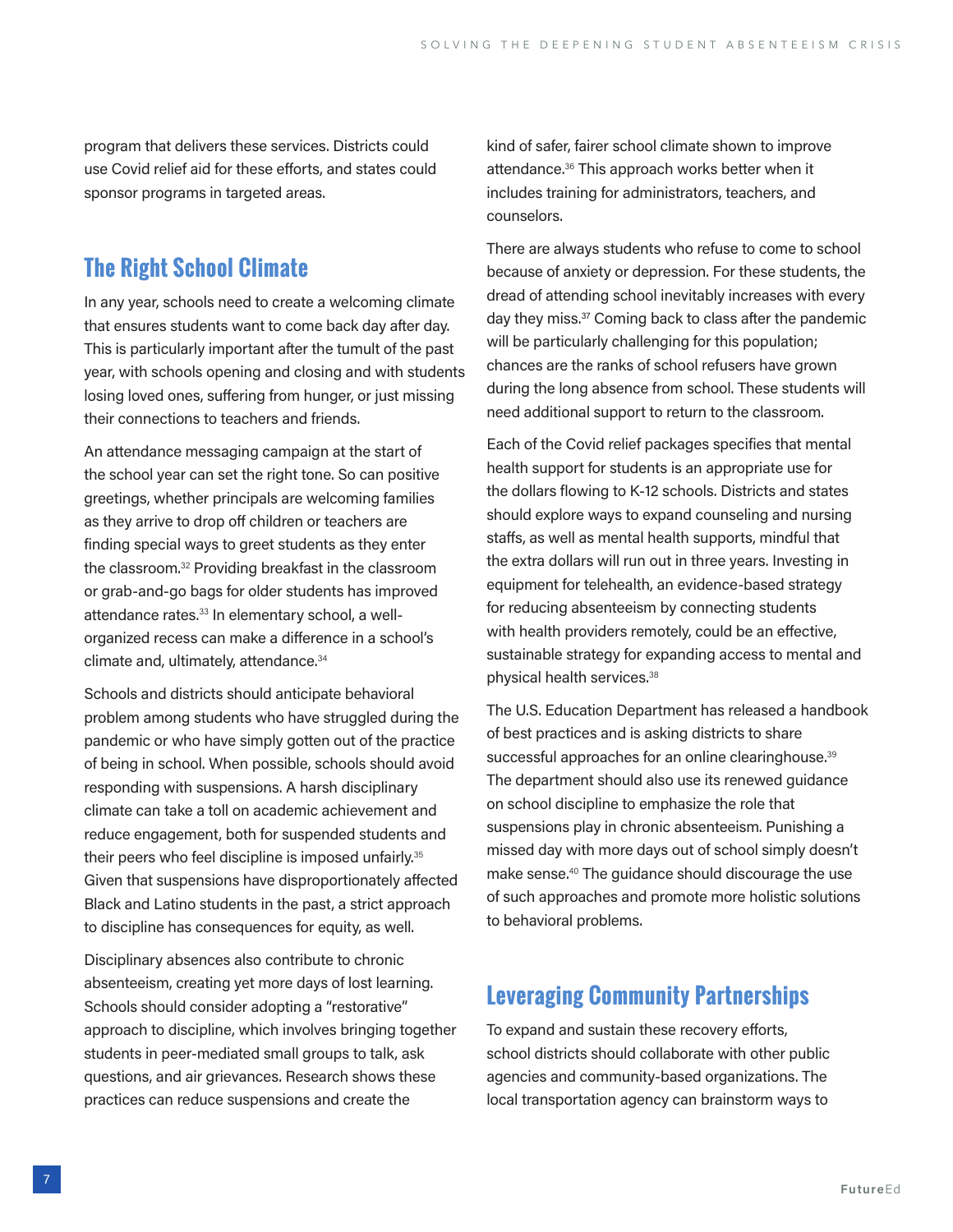program that delivers these services. Districts could use Covid relief aid for these efforts, and states could sponsor programs in targeted areas.

## The Right School Climate

In any year, schools need to create a welcoming climate that ensures students want to come back day after day. This is particularly important after the tumult of the past year, with schools opening and closing and with students losing loved ones, suffering from hunger, or just missing their connections to teachers and friends.

An attendance messaging campaign at the start of the school year can set the right tone. So can positive greetings, whether principals are welcoming families as they arrive to drop off children or teachers are finding special ways to greet students as they enter the classroom.[32] Providing breakfast in the classroom or grab-and-go bags for older students has improved attendance rates.[33] In elementary school, a well-organized recess can make a difference in a school's climate and, ultimately, attendance.[34]

Schools and districts should anticipate behavioral problem among students who have struggled during the pandemic or who have simply gotten out of the practice of being in school. When possible, schools should avoid responding with suspensions. A harsh disciplinary climate can take a toll on academic achievement and reduce engagement, both for suspended students and their peers who feel discipline is imposed unfairly.[35] Given that suspensions have disproportionately affected Black and Latino students in the past, a strict approach to discipline has consequences for equity, as well.

Disciplinary absences also contribute to chronic absenteeism, creating yet more days of lost learning. Schools should consider adopting a "restorative" approach to discipline, which involves bringing together students in peer-mediated small groups to talk, ask questions, and air grievances. Research shows these practices can reduce suspensions and create the kind of safer, fairer school climate shown to improve attendance.[36] This approach works better when it includes training for administrators, teachers, and counselors.

There are always students who refuse to come to school because of anxiety or depression. For these students, the dread of attending school inevitably increases with every day they miss.[37] Coming back to class after the pandemic will be particularly challenging for this population; chances are the ranks of school refusers have grown during the long absence from school. These students will need additional support to return to the classroom.

Each of the Covid relief packages specifies that mental health support for students is an appropriate use for the dollars flowing to K-12 schools. Districts and states should explore ways to expand counseling and nursing staffs, as well as mental health supports, mindful that the extra dollars will run out in three years. Investing in equipment for telehealth, an evidence-based strategy for reducing absenteeism by connecting students with health providers remotely, could be an effective, sustainable strategy for expanding access to mental and physical health services.[38]

The U.S. Education Department has released a handbook of best practices and is asking districts to share successful approaches for an online clearinghouse.[39] The department should also use its renewed guidance on school discipline to emphasize the role that suspensions play in chronic absenteeism. Punishing a missed day with more days out of school simply doesn't make sense.[40] The guidance should discourage the use of such approaches and promote more holistic solutions to behavioral problems.

## Leveraging Community Partnerships

To expand and sustain these recovery efforts, school districts should collaborate with other public agencies and community-based organizations. The local transportation agency can brainstorm ways to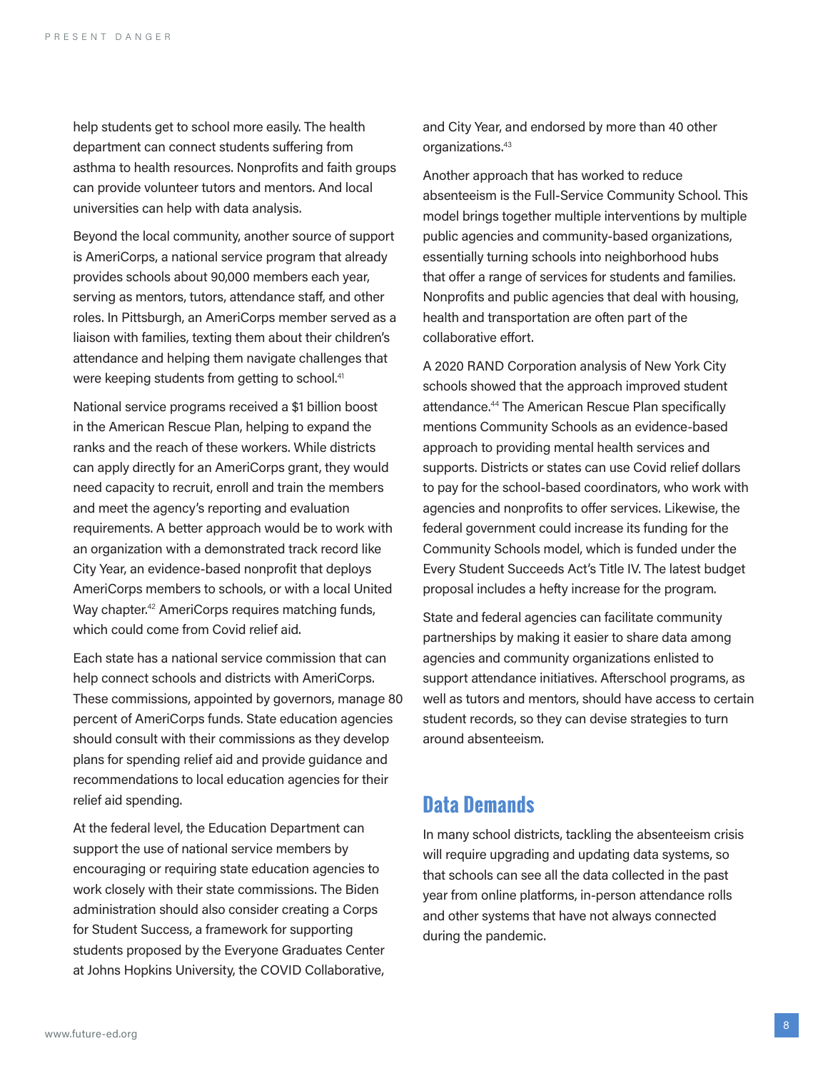help students get to school more easily. The health department can connect students suffering from asthma to health resources. Nonprofits and faith groups can provide volunteer tutors and mentors. And local universities can help with data analysis.

Beyond the local community, another source of support is AmeriCorps, a national service program that already provides schools about 90,000 members each year, serving as mentors, tutors, attendance staff, and other roles. In Pittsburgh, an AmeriCorps member served as a liaison with families, texting them about their children's attendance and helping them navigate challenges that were keeping students from getting to school.[41]

National service programs received a $1 billion boost in the American Rescue Plan, helping to expand the ranks and the reach of these workers. While districts can apply directly for an AmeriCorps grant, they would need capacity to recruit, enroll and train the members and meet the agency's reporting and evaluation requirements. A better approach would be to work with an organization with a demonstrated track record like City Year, an evidence-based nonprofit that deploys AmeriCorps members to schools, or with a local United Way chapter.[42] AmeriCorps requires matching funds, which could come from Covid relief aid.

Each state has a national service commission that can help connect schools and districts with AmeriCorps. These commissions, appointed by governors, manage 80 percent of AmeriCorps funds. State education agencies should consult with their commissions as they develop plans for spending relief aid and provide guidance and recommendations to local education agencies for their relief aid spending.

At the federal level, the Education Department can support the use of national service members by encouraging or requiring state education agencies to work closely with their state commissions. The Biden administration should also consider creating a Corps for Student Success, a framework for supporting students proposed by the Everyone Graduates Center at Johns Hopkins University, the COVID Collaborative, and City Year, and endorsed by more than 40 other organizations.[43]

Another approach that has worked to reduce absenteeism is the Full-Service Community School. This model brings together multiple interventions by multiple public agencies and community-based organizations, essentially turning schools into neighborhood hubs that offer a range of services for students and families. Nonprofits and public agencies that deal with housing, health and transportation are often part of the collaborative effort.

A 2020 RAND Corporation analysis of New York City schools showed that the approach improved student attendance.[44] The American Rescue Plan specifically mentions Community Schools as an evidence-based approach to providing mental health services and supports. Districts or states can use Covid relief dollars to pay for the school-based coordinators, who work with agencies and nonprofits to offer services. Likewise, the federal government could increase its funding for the Community Schools model, which is funded under the Every Student Succeeds Act's Title IV. The latest budget proposal includes a hefty increase for the program.

State and federal agencies can facilitate community partnerships by making it easier to share data among agencies and community organizations enlisted to support attendance initiatives. Afterschool programs, as well as tutors and mentors, should have access to certain student records, so they can devise strategies to turn around absenteeism.

## Data Demands

In many school districts, tackling the absenteeism crisis will require upgrading and updating data systems, so that schools can see all the data collected in the past year from online platforms, in-person attendance rolls and other systems that have not always connected during the pandemic.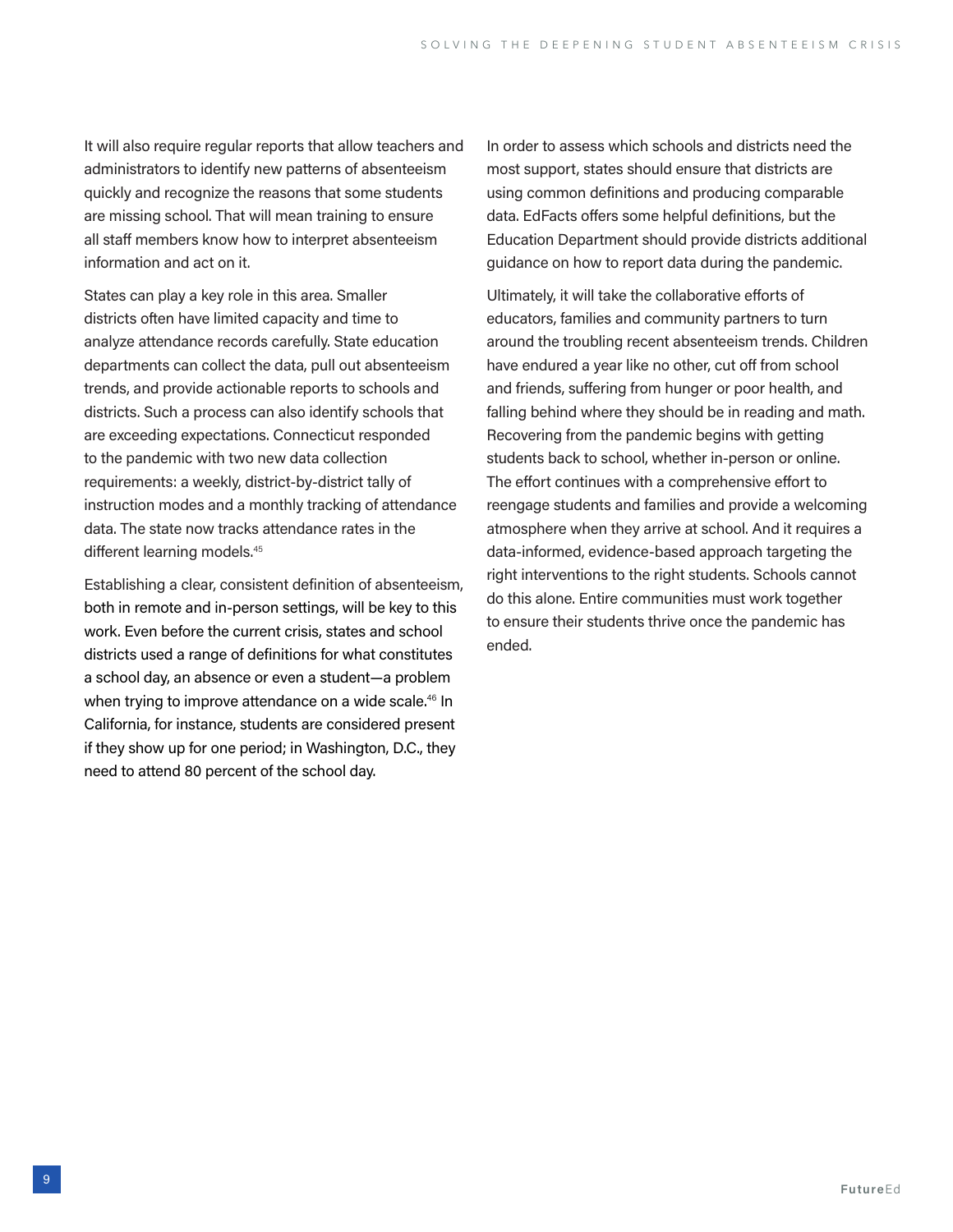It will also require regular reports that allow teachers and administrators to identify new patterns of absenteeism quickly and recognize the reasons that some students are missing school. That will mean training to ensure all staff members know how to interpret absenteeism information and act on it.

States can play a key role in this area. Smaller districts often have limited capacity and time to analyze attendance records carefully. State education departments can collect the data, pull out absenteeism trends, and provide actionable reports to schools and districts. Such a process can also identify schools that are exceeding expectations. Connecticut responded to the pandemic with two new data collection requirements: a weekly, district-by-district tally of instruction modes and a monthly tracking of attendance data. The state now tracks attendance rates in the different learning models.[45]

Establishing a clear, consistent definition of absenteeism, both in remote and in-person settings, will be key to this work. Even before the current crisis, states and school districts used a range of definitions for what constitutes a school day, an absence or even a student—a problem when trying to improve attendance on a wide scale.[46] In California, for instance, students are considered present if they show up for one period; in Washington, D.C., they need to attend 80 percent of the school day.

In order to assess which schools and districts need the most support, states should ensure that districts are using common definitions and producing comparable data. EdFacts offers some helpful definitions, but the Education Department should provide districts additional guidance on how to report data during the pandemic.

Ultimately, it will take the collaborative efforts of educators, families and community partners to turn around the troubling recent absenteeism trends. Children have endured a year like no other, cut off from school and friends, suffering from hunger or poor health, and falling behind where they should be in reading and math. Recovering from the pandemic begins with getting students back to school, whether in-person or online. The effort continues with a comprehensive effort to reengage students and families and provide a welcoming atmosphere when they arrive at school. And it requires a data-informed, evidence-based approach targeting the right interventions to the right students. Schools cannot do this alone. Entire communities must work together to ensure their students thrive once the pandemic has ended.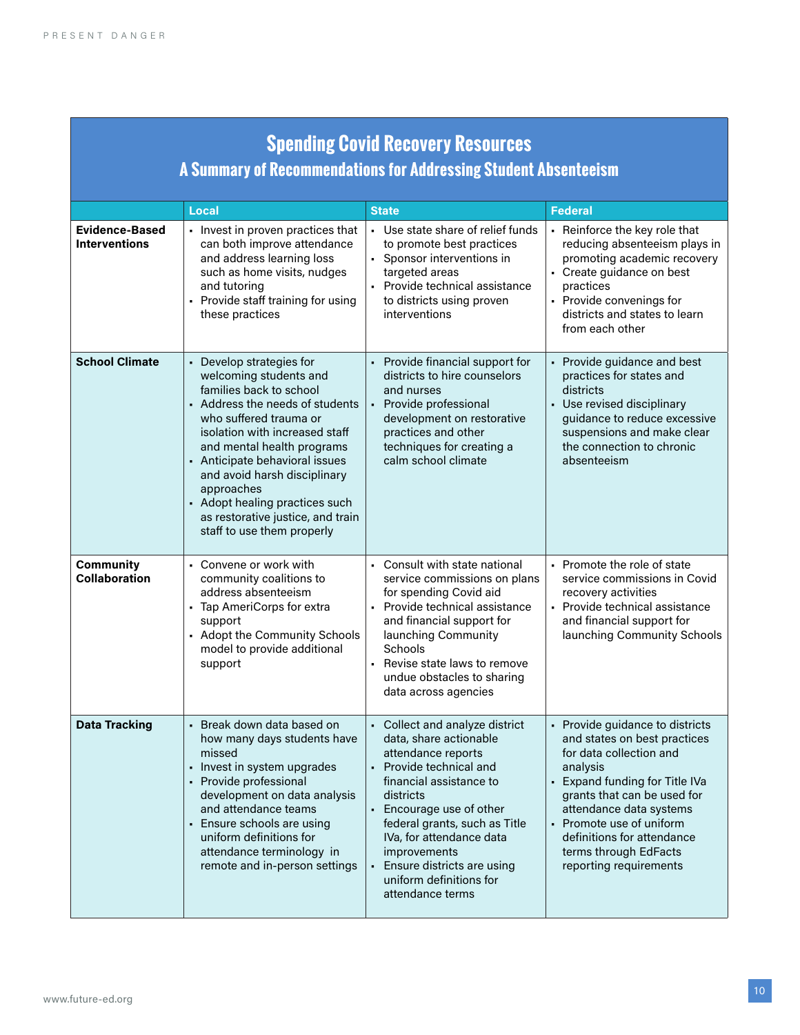## Spending Covid Recovery Resources

### A Summary of Recommendations for Addressing Student Absenteeism

| | Local | State | Federal |
|---|---|---|---|
| **Evidence-Based Interventions** | • Invest in proven practices that can both improve attendance and address learning loss such as home visits, nudges and tutoring<br>• Provide staff training for using these practices | • Use state share of relief funds to promote best practices<br>• Sponsor interventions in targeted areas<br>• Provide technical assistance to districts using proven interventions | • Reinforce the key role that reducing absenteeism plays in promoting academic recovery<br>• Create guidance on best practices<br>• Provide convenings for districts and states to learn from each other |
| **School Climate** | • Develop strategies for welcoming students and families back to school<br>• Address the needs of students who suffered trauma or isolation with increased staff and mental health programs<br>• Anticipate behavioral issues and avoid harsh disciplinary approaches<br>• Adopt healing practices such as restorative justice, and train staff to use them properly | • Provide financial support for districts to hire counselors and nurses<br>• Provide professional development on restorative practices and other techniques for creating a calm school climate | • Provide guidance and best practices for states and districts<br>• Use revised disciplinary guidance to reduce excessive suspensions and make clear the connection to chronic absenteeism |
| **Community Collaboration** | • Convene or work with community coalitions to address absenteeism<br>• Tap AmeriCorps for extra support<br>• Adopt the Community Schools model to provide additional support | • Consult with state national service commissions on plans for spending Covid aid<br>• Provide technical assistance and financial support for launching Community Schools<br>• Revise state laws to remove undue obstacles to sharing data across agencies | • Promote the role of state service commissions in Covid recovery activities<br>• Provide technical assistance and financial support for launching Community Schools |
| **Data Tracking** | • Break down data based on how many days students have missed<br>• Invest in system upgrades<br>• Provide professional development on data analysis and attendance teams<br>• Ensure schools are using uniform definitions for attendance terminology in remote and in-person settings | • Collect and analyze district data, share actionable attendance reports<br>• Provide technical and financial assistance to districts<br>• Encourage use of other federal grants, such as Title IVa, for attendance data improvements<br>• Ensure districts are using uniform definitions for attendance terms | • Provide guidance to districts and states on best practices for data collection and analysis<br>• Expand funding for Title IVa grants that can be used for attendance data systems<br>• Promote use of uniform definitions for attendance terms through EdFacts reporting requirements |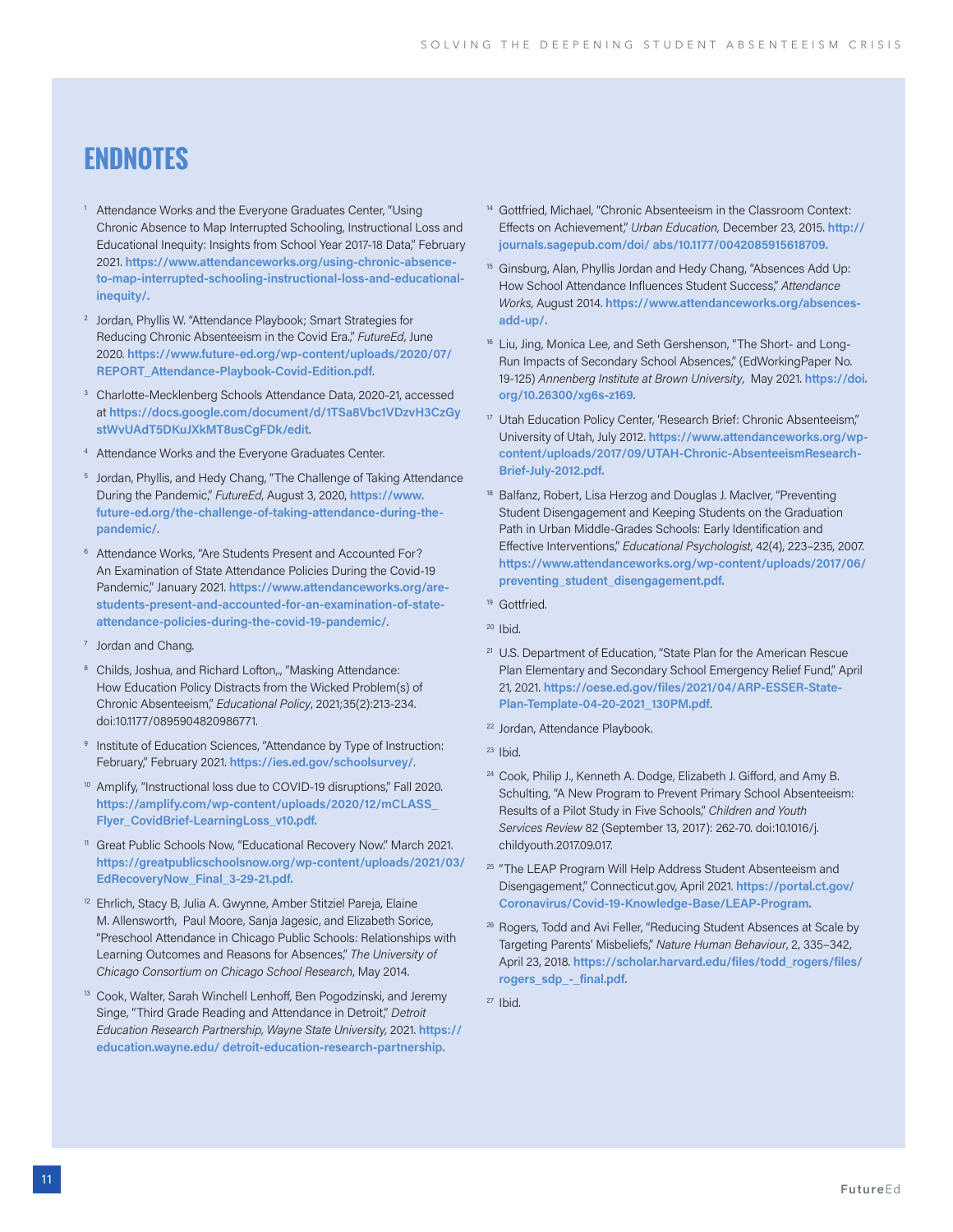# ENDNOTES

1. Attendance Works and the Everyone Graduates Center, "Using Chronic Absence to Map Interrupted Schooling, Instructional Loss and Educational Inequity: Insights from School Year 2017-18 Data," February 2021. **https://www.attendanceworks.org/using-chronic-absence-to-map-interrupted-schooling-instructional-loss-and-educational-inequity/.**

2. Jordan, Phyllis W. "Attendance Playbook; Smart Strategies for Reducing Chronic Absenteeism in the Covid Era.," *FutureEd*, June 2020. **https://www.future-ed.org/wp-content/uploads/2020/07/REPORT_Attendance-Playbook-Covid-Edition.pdf**.

3. Charlotte-Mecklenberg Schools Attendance Data, 2020-21, accessed at **https://docs.google.com/document/d/1TSa8Vbc1VDzvH3CzGystWvUAdT5DKuJXkMT8usCgFDk/edit.**

4. Attendance Works and the Everyone Graduates Center.

5. Jordan, Phyllis, and Hedy Chang, "The Challenge of Taking Attendance During the Pandemic," *FutureEd*, August 3, 2020, **https://www.future-ed.org/the-challenge-of-taking-attendance-during-the-pandemic/**.

6. Attendance Works, "Are Students Present and Accounted For? An Examination of State Attendance Policies During the Covid-19 Pandemic," January 2021. **https://www.attendanceworks.org/are-students-present-and-accounted-for-an-examination-of-state-attendance-policies-during-the-covid-19-pandemic/**.

7. Jordan and Chang.

8. Childs, Joshua, and Richard Lofton,., "Masking Attendance: How Education Policy Distracts from the Wicked Problem(s) of Chronic Absenteeism," *Educational Policy*, 2021;35(2):213-234. doi:10.1177/0895904820986771.

9. Institute of Education Sciences, "Attendance by Type of Instruction: February," February 2021. **https://ies.ed.gov/schoolsurvey/**.

10. Amplify, "Instructional loss due to COVID-19 disruptions," Fall 2020. **https://amplify.com/wp-content/uploads/2020/12/mCLASS_Flyer_CovidBrief-LearningLoss_v10.pdf.**

11. Great Public Schools Now, "Educational Recovery Now." March 2021. **https://greatpublicschoolsnow.org/wp-content/uploads/2021/03/EdRecoveryNow_Final_3-29-21.pdf.**

12. Ehrlich, Stacy B, Julia A. Gwynne, Amber Stitziel Pareja, Elaine M. Allensworth, Paul Moore, Sanja Jagesic, and Elizabeth Sorice, "Preschool Attendance in Chicago Public Schools: Relationships with Learning Outcomes and Reasons for Absences," *The University of Chicago Consortium on Chicago School Research*, May 2014.

13. Cook, Walter, Sarah Winchell Lenhoff, Ben Pogodzinski, and Jeremy Singe, "Third Grade Reading and Attendance in Detroit," *Detroit Education Research Partnership, Wayne State University,* 2021. **https://education.wayne.edu/ detroit-education-research-partnership.**

14. Gottfried, Michael, "Chronic Absenteeism in the Classroom Context: Effects on Achievement," *Urban Education,* December 23, 2015. **http://journals.sagepub.com/doi/ abs/10.1177/0042085915618709.**

15. Ginsburg, Alan, Phyllis Jordan and Hedy Chang, "Absences Add Up: How School Attendance Influences Student Success," *Attendance Works*, August 2014. **https://www.attendanceworks.org/absences-add-up/.**

16. Liu, Jing, Monica Lee, and Seth Gershenson, "The Short- and Long-Run Impacts of Secondary School Absences," (EdWorkingPaper No. 19-125) *Annenberg Institute at Brown University*, May 2021. **https://doi.org/10.26300/xg6s-z169**.

17. Utah Education Policy Center, 'Research Brief: Chronic Absenteeism," University of Utah, July 2012. **https://www.attendanceworks.org/wp-content/uploads/2017/09/UTAH-Chronic-AbsenteeismResearch-Brief-July-2012.pdf.**

18. Balfanz, Robert, Lisa Herzog and Douglas J. MacIver, "Preventing Student Disengagement and Keeping Students on the Graduation Path in Urban Middle-Grades Schools: Early Identification and Effective Interventions," *Educational Psychologist*, 42(4), 223–235, 2007. **https://www.attendanceworks.org/wp-content/uploads/2017/06/preventing_student_disengagement.pdf.**

19. Gottfried.

20. Ibid.

21. U.S. Department of Education, "State Plan for the American Rescue Plan Elementary and Secondary School Emergency Relief Fund," April 21, 2021. **https://oese.ed.gov/files/2021/04/ARP-ESSER-State-Plan-Template-04-20-2021_130PM.pdf**.

22. Jordan, Attendance Playbook.

23. Ibid.

24. Cook, Philip J., Kenneth A. Dodge, Elizabeth J. Gifford, and Amy B. Schulting, "A New Program to Prevent Primary School Absenteeism: Results of a Pilot Study in Five Schools," *Children and Youth Services Review* 82 (September 13, 2017): 262-70. doi:10.1016/j.childyouth.2017.09.017.

25. "The LEAP Program Will Help Address Student Absenteeism and Disengagement," Connecticut.gov, April 2021. **https://portal.ct.gov/Coronavirus/Covid-19-Knowledge-Base/LEAP-Program.**

26. Rogers, Todd and Avi Feller, "Reducing Student Absences at Scale by Targeting Parents' Misbeliefs," *Nature Human Behaviour*, 2, 335–342, April 23, 2018. **https://scholar.harvard.edu/files/todd_rogers/files/rogers_sdp_-_final.pdf.**

27. Ibid.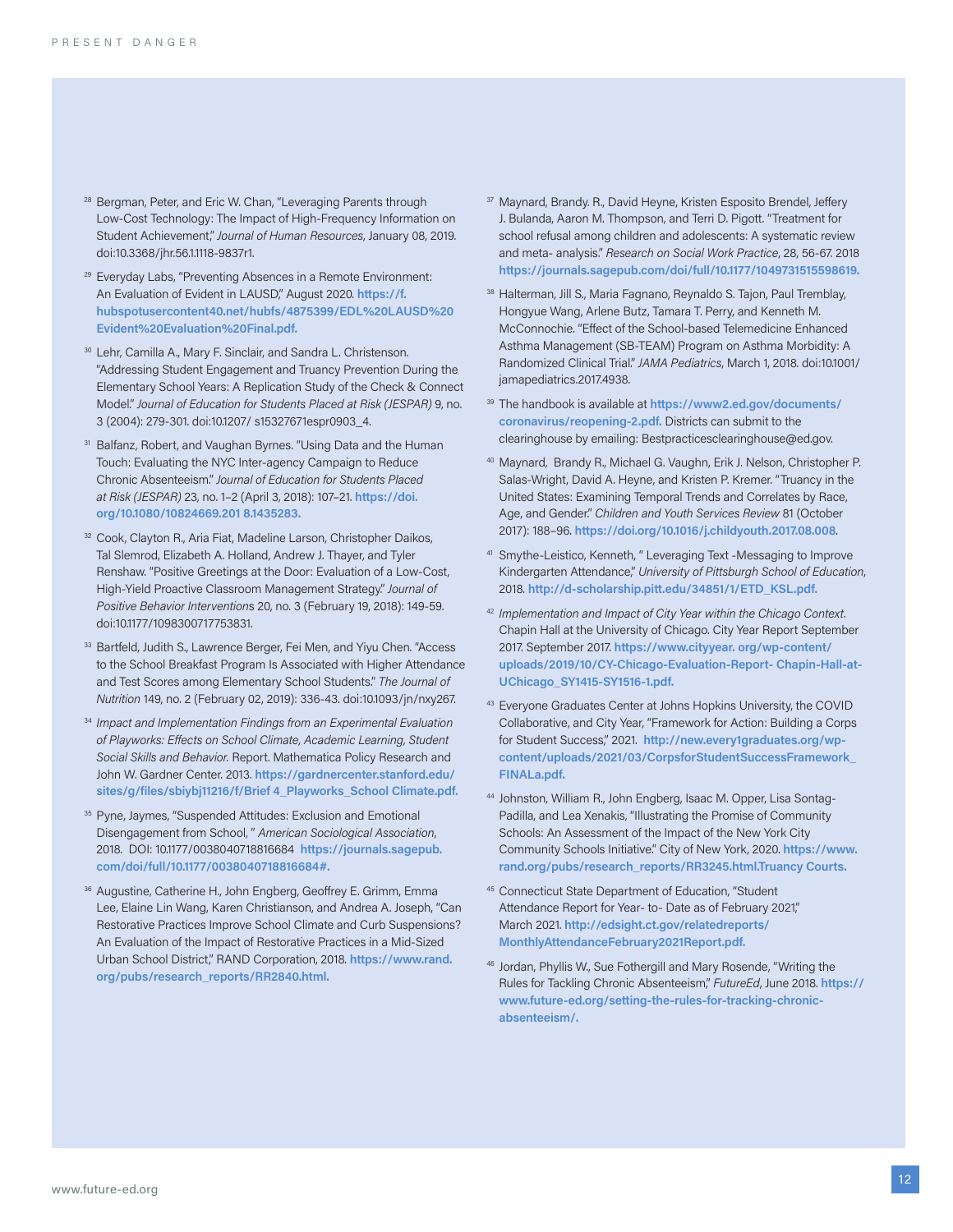[28] Bergman, Peter, and Eric W. Chan, "Leveraging Parents through Low-Cost Technology: The Impact of High-Frequency Information on Student Achievement," *Journal of Human Resources*, January 08, 2019. doi:10.3368/jhr.56.1.1118-9837r1.

[29] Everyday Labs, "Preventing Absences in a Remote Environment: An Evaluation of Evident in LAUSD," August 2020. **https://f.hubspotusercontent40.net/hubfs/4875399/EDL%20LAUSD%20Evident%20Evaluation%20Final.pdf.**

[30] Lehr, Camilla A., Mary F. Sinclair, and Sandra L. Christenson. "Addressing Student Engagement and Truancy Prevention During the Elementary School Years: A Replication Study of the Check & Connect Model." *Journal of Education for Students Placed at Risk (JESPAR)* 9, no. 3 (2004): 279-301. doi:10.1207/ s15327671espr0903_4.

[31] Balfanz, Robert, and Vaughan Byrnes. "Using Data and the Human Touch: Evaluating the NYC Inter-agency Campaign to Reduce Chronic Absenteeism." *Journal of Education for Students Placed at Risk (JESPAR)* 23, no. 1–2 (April 3, 2018): 107–21. **https://doi.org/10.1080/10824669.201 8.1435283.**

[32] Cook, Clayton R., Aria Fiat, Madeline Larson, Christopher Daikos, Tal Slemrod, Elizabeth A. Holland, Andrew J. Thayer, and Tyler Renshaw. "Positive Greetings at the Door: Evaluation of a Low-Cost, High-Yield Proactive Classroom Management Strategy." *Journal of Positive Behavior Interventions* 20, no. 3 (February 19, 2018): 149-59. doi:10.1177/1098300717753831.

[33] Bartfeld, Judith S., Lawrence Berger, Fei Men, and Yiyu Chen. "Access to the School Breakfast Program Is Associated with Higher Attendance and Test Scores among Elementary School Students." *The Journal of Nutrition* 149, no. 2 (February 02, 2019): 336-43. doi:10.1093/jn/nxy267.

[34] *Impact and Implementation Findings from an Experimental Evaluation of Playworks: Effects on School Climate, Academic Learning, Student Social Skills and Behavior.* Report. Mathematica Policy Research and John W. Gardner Center. 2013. **https://gardnercenter.stanford.edu/sites/g/files/sbiybj11216/f/Brief 4_Playworks_School Climate.pdf.**

[35] Pyne, Jaymes, "Suspended Attitudes: Exclusion and Emotional Disengagement from School, " *American Sociological Association*, 2018. DOI: 10.1177/0038040718816684 **https://journals.sagepub.com/doi/full/10.1177/0038040718816684#.**

[36] Augustine, Catherine H., John Engberg, Geoffrey E. Grimm, Emma Lee, Elaine Lin Wang, Karen Christianson, and Andrea A. Joseph, "Can Restorative Practices Improve School Climate and Curb Suspensions? An Evaluation of the Impact of Restorative Practices in a Mid-Sized Urban School District," RAND Corporation, 2018. **https://www.rand.org/pubs/research_reports/RR2840.html.**

[37] Maynard, Brandy. R., David Heyne, Kristen Esposito Brendel, Jeffery J. Bulanda, Aaron M. Thompson, and Terri D. Pigott. "Treatment for school refusal among children and adolescents: A systematic review and meta- analysis." *Research on Social Work Practice*, 28, 56-67. 2018 **https://journals.sagepub.com/doi/full/10.1177/1049731515598619.**

[38] Halterman, Jill S., Maria Fagnano, Reynaldo S. Tajon, Paul Tremblay, Hongyue Wang, Arlene Butz, Tamara T. Perry, and Kenneth M. McConnochie. "Effect of the School-based Telemedicine Enhanced Asthma Management (SB-TEAM) Program on Asthma Morbidity: A Randomized Clinical Trial." *JAMA Pediatrics*, March 1, 2018. doi:10.1001/jamapediatrics.2017.4938.

[39] The handbook is available at **https://www2.ed.gov/documents/coronavirus/reopening-2.pdf.** Districts can submit to the clearinghouse by emailing: Bestpracticesclearinghouse@ed.gov.

[40] Maynard, Brandy R., Michael G. Vaughn, Erik J. Nelson, Christopher P. Salas-Wright, David A. Heyne, and Kristen P. Kremer. "Truancy in the United States: Examining Temporal Trends and Correlates by Race, Age, and Gender." *Children and Youth Services Review* 81 (October 2017): 188–96. **https://doi.org/10.1016/j.childyouth.2017.08.008.**

[41] Smythe-Leistico, Kenneth, " Leveraging Text -Messaging to Improve Kindergarten Attendance," *University of Pittsburgh School of Education*, 2018. **http://d-scholarship.pitt.edu/34851/1/ETD_KSL.pdf.**

[42] *Implementation and Impact of City Year within the Chicago Context*. Chapin Hall at the University of Chicago. City Year Report September 2017. September 2017. **https://www.cityyear. org/wp-content/uploads/2019/10/CY-Chicago-Evaluation-Report- Chapin-Hall-at-UChicago_SY1415-SY1516-1.pdf.**

[43] Everyone Graduates Center at Johns Hopkins University, the COVID Collaborative, and City Year, "Framework for Action: Building a Corps for Student Success," 2021. **http://new.every1graduates.org/wp-content/uploads/2021/03/CorpsforStudentSuccessFramework_FINALa.pdf.**

[44] Johnston, William R., John Engberg, Isaac M. Opper, Lisa Sontag-Padilla, and Lea Xenakis, "Illustrating the Promise of Community Schools: An Assessment of the Impact of the New York City Community Schools Initiative." City of New York, 2020. **https://www.rand.org/pubs/research_reports/RR3245.html.Truancy Courts.**

[45] Connecticut State Department of Education, "Student Attendance Report for Year- to- Date as of February 2021," March 2021. **http://edsight.ct.gov/relatedreports/MonthlyAttendanceFebruary2021Report.pdf.**

[46] Jordan, Phyllis W., Sue Fothergill and Mary Rosende, "Writing the Rules for Tackling Chronic Absenteeism," *FutureEd*, June 2018. **https://www.future-ed.org/setting-the-rules-for-tracking-chronic-absenteeism/.**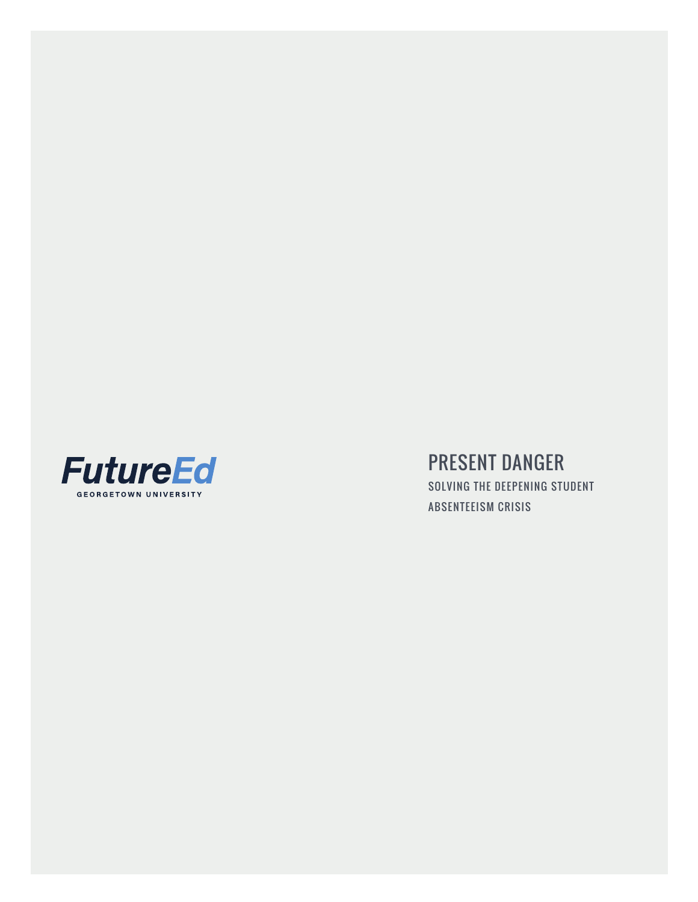FutureEd

GEORGETOWN UNIVERSITY

# PRESENT DANGER

SOLVING THE DEEPENING STUDENT ABSENTEEISM CRISIS